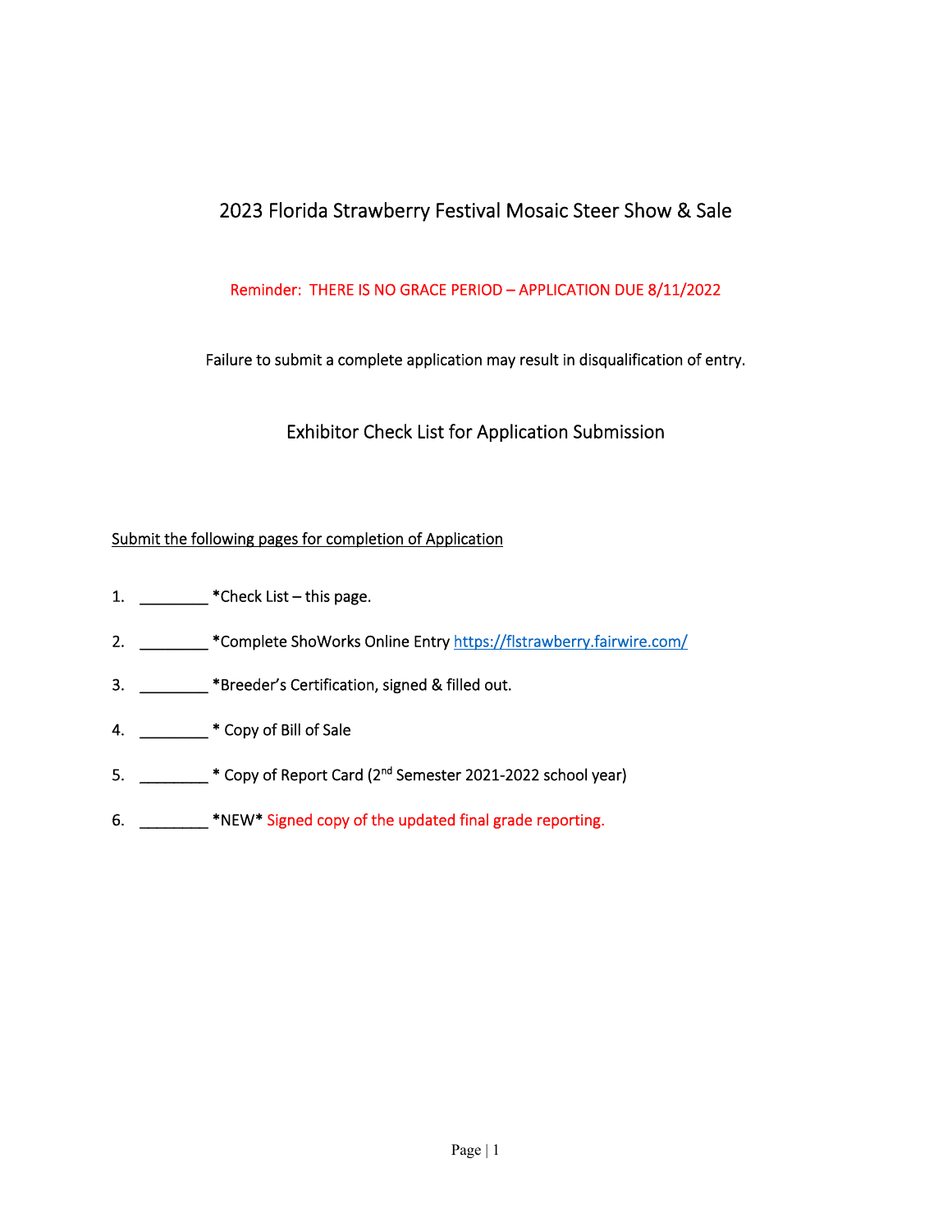# 2023 Florida Strawberry Festival Mosaic Steer Show & Sale

Reminder: THERE IS NO GRACE PERIOD – APPLICATION DUE 8/11/2022

Failure to submit a complete application may result in disqualification of entry.

## Exhibitor Check List for Application Submission

Submit the following pages for completion of Application

1. ________ *Check List – this page.
2. ________ *Complete ShoWorks Online Entry https://flstrawberry.fairwire.com/
3. ________ *Breeder's Certification, signed & filled out.
4. ________ * Copy of Bill of Sale
5. ________ * Copy of Report Card (2nd Semester 2021-2022 school year)
6. ________ *NEW* Signed copy of the updated final grade reporting.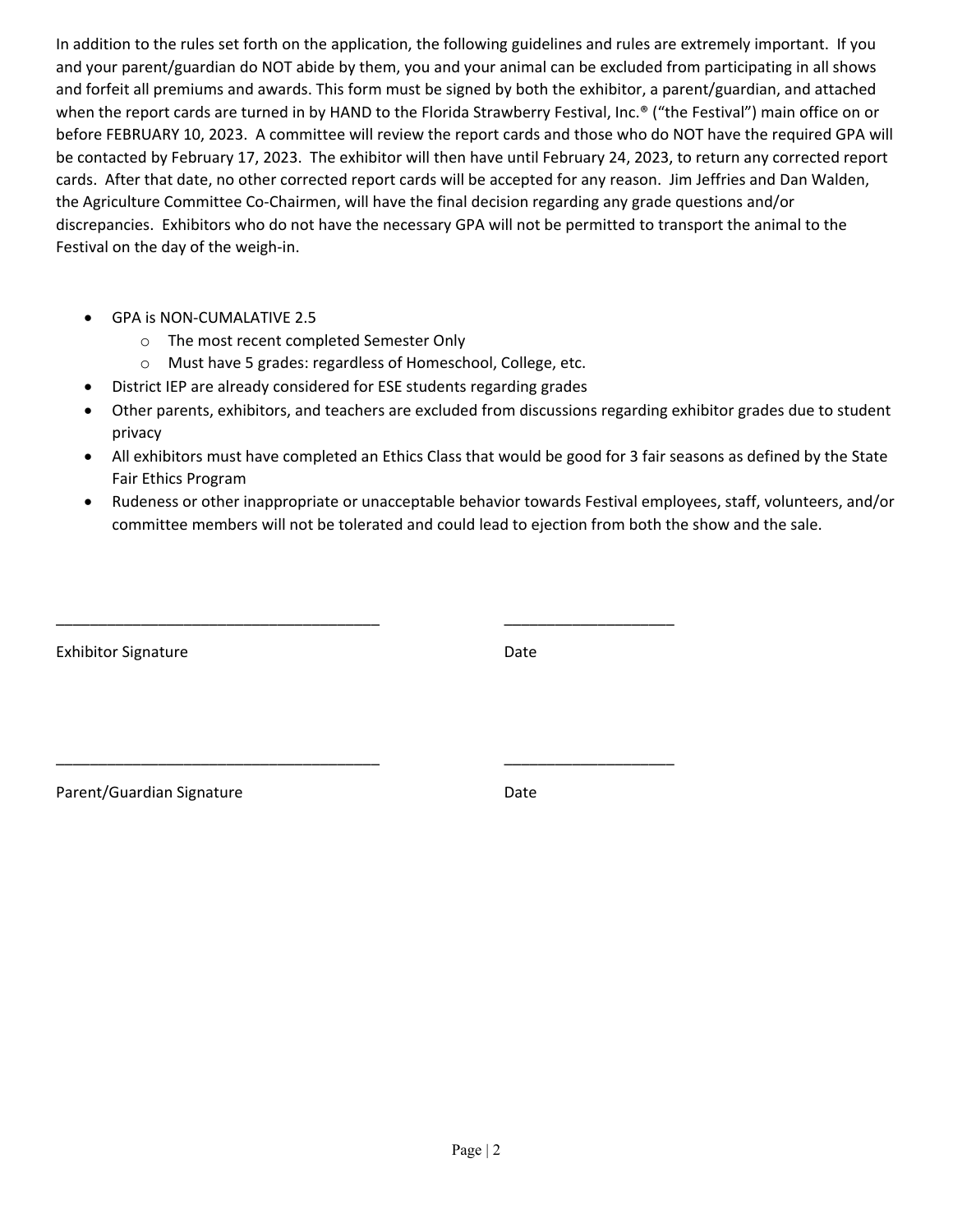In addition to the rules set forth on the application, the following guidelines and rules are extremely important. If you and your parent/guardian do NOT abide by them, you and your animal can be excluded from participating in all shows and forfeit all premiums and awards. This form must be signed by both the exhibitor, a parent/guardian, and attached when the report cards are turned in by HAND to the Florida Strawberry Festival, Inc.® ("the Festival") main office on or before FEBRUARY 10, 2023. A committee will review the report cards and those who do NOT have the required GPA will be contacted by February 17, 2023. The exhibitor will then have until February 24, 2023, to return any corrected report cards. After that date, no other corrected report cards will be accepted for any reason. Jim Jeffries and Dan Walden, the Agriculture Committee Co-Chairmen, will have the final decision regarding any grade questions and/or discrepancies. Exhibitors who do not have the necessary GPA will not be permitted to transport the animal to the Festival on the day of the weigh-in.

- GPA is NON-CUMALATIVE 2.5
  - The most recent completed Semester Only
  - Must have 5 grades: regardless of Homeschool, College, etc.
- District IEP are already considered for ESE students regarding grades
- Other parents, exhibitors, and teachers are excluded from discussions regarding exhibitor grades due to student privacy
- All exhibitors must have completed an Ethics Class that would be good for 3 fair seasons as defined by the State Fair Ethics Program
- Rudeness or other inappropriate or unacceptable behavior towards Festival employees, staff, volunteers, and/or committee members will not be tolerated and could lead to ejection from both the show and the sale.

_______________________________________ ____________________

Exhibitor Signature Date

_______________________________________ ____________________

Parent/Guardian Signature Date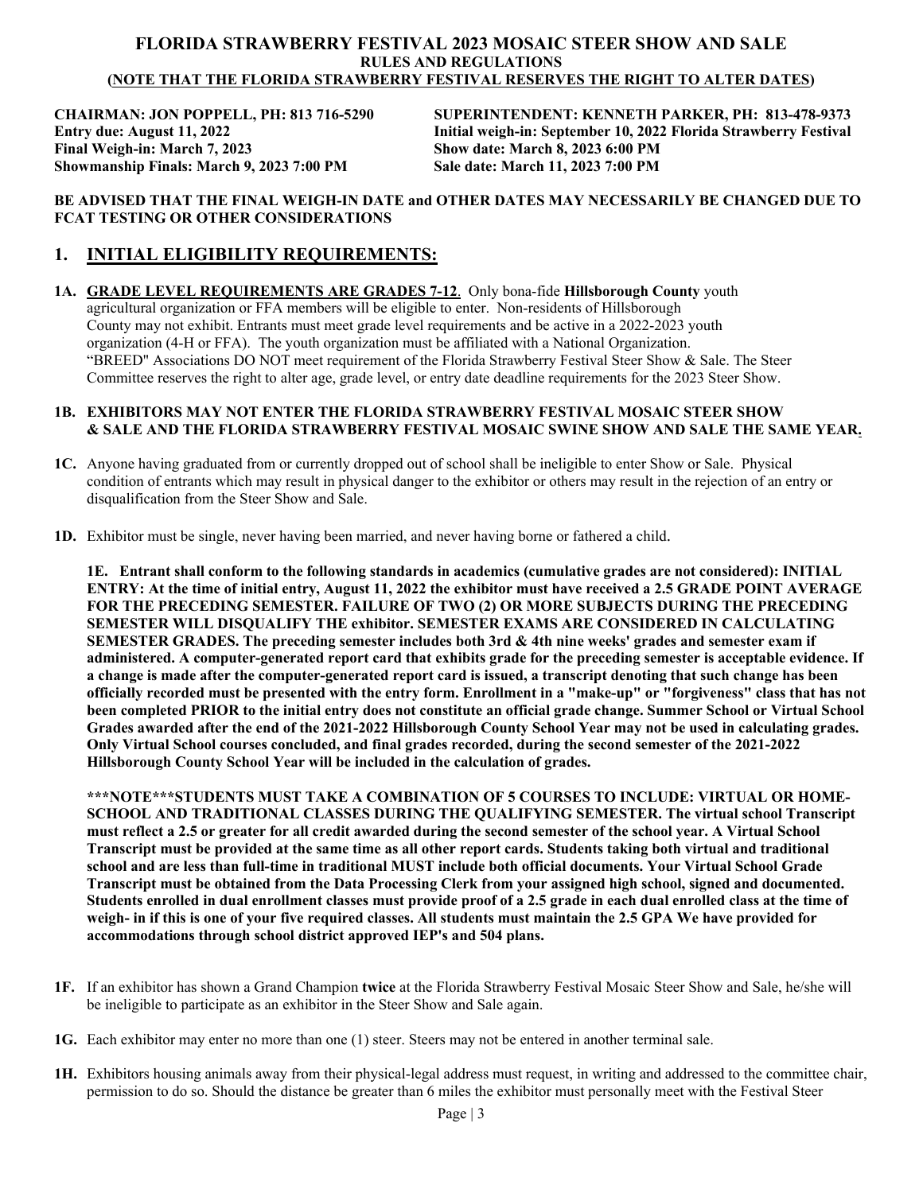# FLORIDA STRAWBERRY FESTIVAL 2023 MOSAIC STEER SHOW AND SALE

**RULES AND REGULATIONS**

**(NOTE THAT THE FLORIDA STRAWBERRY FESTIVAL RESERVES THE RIGHT TO ALTER DATES)**

**CHAIRMAN: JON POPPELL, PH: 813 716-5290**
**SUPERINTENDENT: KENNETH PARKER, PH: 813-478-9373**
**Entry due: August 11, 2022**
**Initial weigh-in: September 10, 2022 Florida Strawberry Festival**
**Final Weigh-in: March 7, 2023**
**Show date: March 8, 2023 6:00 PM**
**Showmanship Finals: March 9, 2023 7:00 PM**
**Sale date: March 11, 2023 7:00 PM**

**BE ADVISED THAT THE FINAL WEIGH-IN DATE and OTHER DATES MAY NECESSARILY BE CHANGED DUE TO FCAT TESTING OR OTHER CONSIDERATIONS**

## 1. INITIAL ELIGIBILITY REQUIREMENTS:

**1A. GRADE LEVEL REQUIREMENTS ARE GRADES 7-12**. Only bona-fide **Hillsborough County** youth agricultural organization or FFA members will be eligible to enter. Non-residents of Hillsborough County may not exhibit. Entrants must meet grade level requirements and be active in a 2022-2023 youth organization (4-H or FFA). The youth organization must be affiliated with a National Organization. "BREED" Associations DO NOT meet requirement of the Florida Strawberry Festival Steer Show & Sale. The Steer Committee reserves the right to alter age, grade level, or entry date deadline requirements for the 2023 Steer Show.

**1B. EXHIBITORS MAY NOT ENTER THE FLORIDA STRAWBERRY FESTIVAL MOSAIC STEER SHOW & SALE AND THE FLORIDA STRAWBERRY FESTIVAL MOSAIC SWINE SHOW AND SALE THE SAME YEAR.**

**1C.** Anyone having graduated from or currently dropped out of school shall be ineligible to enter Show or Sale. Physical condition of entrants which may result in physical danger to the exhibitor or others may result in the rejection of an entry or disqualification from the Steer Show and Sale.

**1D.** Exhibitor must be single, never having been married, and never having borne or fathered a child.

**1E. Entrant shall conform to the following standards in academics (cumulative grades are not considered): INITIAL ENTRY: At the time of initial entry, August 11, 2022 the exhibitor must have received a 2.5 GRADE POINT AVERAGE FOR THE PRECEDING SEMESTER. FAILURE OF TWO (2) OR MORE SUBJECTS DURING THE PRECEDING SEMESTER WILL DISQUALIFY THE exhibitor. SEMESTER EXAMS ARE CONSIDERED IN CALCULATING SEMESTER GRADES. The preceding semester includes both 3rd & 4th nine weeks' grades and semester exam if administered. A computer-generated report card that exhibits grade for the preceding semester is acceptable evidence. If a change is made after the computer-generated report card is issued, a transcript denoting that such change has been officially recorded must be presented with the entry form. Enrollment in a "make-up" or "forgiveness" class that has not been completed PRIOR to the initial entry does not constitute an official grade change. Summer School or Virtual School Grades awarded after the end of the 2021-2022 Hillsborough County School Year may not be used in calculating grades. Only Virtual School courses concluded, and final grades recorded, during the second semester of the 2021-2022 Hillsborough County School Year will be included in the calculation of grades.**

**\*\*\*NOTE\*\*\*STUDENTS MUST TAKE A COMBINATION OF 5 COURSES TO INCLUDE: VIRTUAL OR HOME-SCHOOL AND TRADITIONAL CLASSES DURING THE QUALIFYING SEMESTER. The virtual school Transcript must reflect a 2.5 or greater for all credit awarded during the second semester of the school year. A Virtual School Transcript must be provided at the same time as all other report cards. Students taking both virtual and traditional school and are less than full-time in traditional MUST include both official documents. Your Virtual School Grade Transcript must be obtained from the Data Processing Clerk from your assigned high school, signed and documented. Students enrolled in dual enrollment classes must provide proof of a 2.5 grade in each dual enrolled class at the time of weigh- in if this is one of your five required classes. All students must maintain the 2.5 GPA We have provided for accommodations through school district approved IEP's and 504 plans.**

**1F.** If an exhibitor has shown a Grand Champion **twice** at the Florida Strawberry Festival Mosaic Steer Show and Sale, he/she will be ineligible to participate as an exhibitor in the Steer Show and Sale again.

**1G.** Each exhibitor may enter no more than one (1) steer. Steers may not be entered in another terminal sale.

**1H.** Exhibitors housing animals away from their physical-legal address must request, in writing and addressed to the committee chair, permission to do so. Should the distance be greater than 6 miles the exhibitor must personally meet with the Festival Steer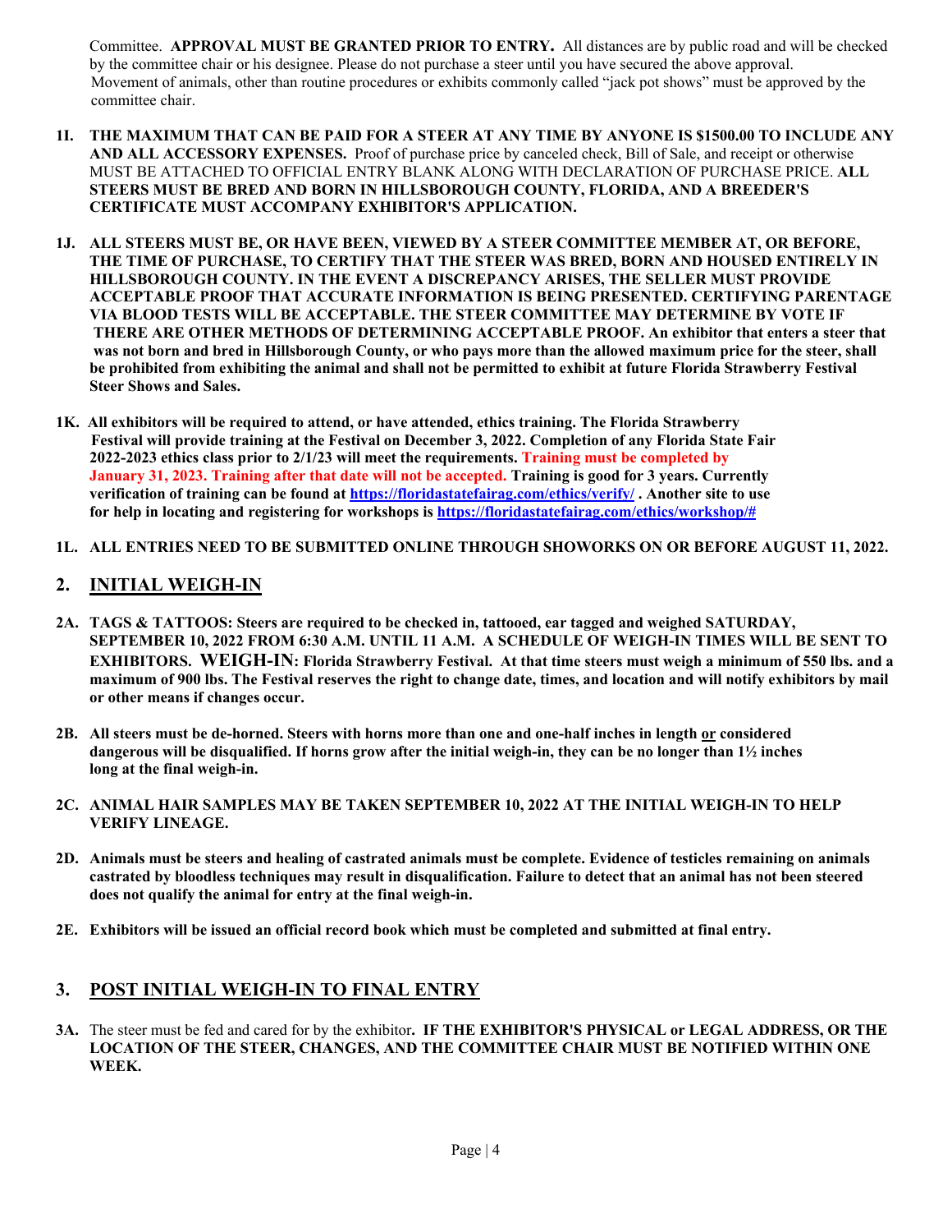Committee. **APPROVAL MUST BE GRANTED PRIOR TO ENTRY.** All distances are by public road and will be checked by the committee chair or his designee. Please do not purchase a steer until you have secured the above approval. Movement of animals, other than routine procedures or exhibits commonly called "jack pot shows" must be approved by the committee chair.

**1I. THE MAXIMUM THAT CAN BE PAID FOR A STEER AT ANY TIME BY ANYONE IS $1500.00 TO INCLUDE ANY AND ALL ACCESSORY EXPENSES.** Proof of purchase price by canceled check, Bill of Sale, and receipt or otherwise MUST BE ATTACHED TO OFFICIAL ENTRY BLANK ALONG WITH DECLARATION OF PURCHASE PRICE. **ALL STEERS MUST BE BRED AND BORN IN HILLSBOROUGH COUNTY, FLORIDA, AND A BREEDER'S CERTIFICATE MUST ACCOMPANY EXHIBITOR'S APPLICATION.**

**1J. ALL STEERS MUST BE, OR HAVE BEEN, VIEWED BY A STEER COMMITTEE MEMBER AT, OR BEFORE, THE TIME OF PURCHASE, TO CERTIFY THAT THE STEER WAS BRED, BORN AND HOUSED ENTIRELY IN HILLSBOROUGH COUNTY. IN THE EVENT A DISCREPANCY ARISES, THE SELLER MUST PROVIDE ACCEPTABLE PROOF THAT ACCURATE INFORMATION IS BEING PRESENTED. CERTIFYING PARENTAGE VIA BLOOD TESTS WILL BE ACCEPTABLE. THE STEER COMMITTEE MAY DETERMINE BY VOTE IF THERE ARE OTHER METHODS OF DETERMINING ACCEPTABLE PROOF. An exhibitor that enters a steer that was not born and bred in Hillsborough County, or who pays more than the allowed maximum price for the steer, shall be prohibited from exhibiting the animal and shall not be permitted to exhibit at future Florida Strawberry Festival Steer Shows and Sales.**

**1K. All exhibitors will be required to attend, or have attended, ethics training. The Florida Strawberry Festival will provide training at the Festival on December 3, 2022. Completion of any Florida State Fair 2022-2023 ethics class prior to 2/1/23 will meet the requirements. Training must be completed by January 31, 2023. Training after that date will not be accepted. Training is good for 3 years. Currently verification of training can be found at https://floridastatefairag.com/ethics/verify/ . Another site to use for help in locating and registering for workshops is https://floridastatefairag.com/ethics/workshop/#**

**1L. ALL ENTRIES NEED TO BE SUBMITTED ONLINE THROUGH SHOWORKS ON OR BEFORE AUGUST 11, 2022.**

## 2. INITIAL WEIGH-IN

**2A. TAGS & TATTOOS: Steers are required to be checked in, tattooed, ear tagged and weighed SATURDAY, SEPTEMBER 10, 2022 FROM 6:30 A.M. UNTIL 11 A.M. A SCHEDULE OF WEIGH-IN TIMES WILL BE SENT TO EXHIBITORS. WEIGH-IN: Florida Strawberry Festival. At that time steers must weigh a minimum of 550 lbs. and a maximum of 900 lbs. The Festival reserves the right to change date, times, and location and will notify exhibitors by mail or other means if changes occur.**

**2B. All steers must be de-horned. Steers with horns more than one and one-half inches in length or considered dangerous will be disqualified. If horns grow after the initial weigh-in, they can be no longer than 1½ inches long at the final weigh-in.**

**2C. ANIMAL HAIR SAMPLES MAY BE TAKEN SEPTEMBER 10, 2022 AT THE INITIAL WEIGH-IN TO HELP VERIFY LINEAGE.**

**2D. Animals must be steers and healing of castrated animals must be complete. Evidence of testicles remaining on animals castrated by bloodless techniques may result in disqualification. Failure to detect that an animal has not been steered does not qualify the animal for entry at the final weigh-in.**

**2E. Exhibitors will be issued an official record book which must be completed and submitted at final entry.**

## 3. POST INITIAL WEIGH-IN TO FINAL ENTRY

**3A.** The steer must be fed and cared for by the exhibitor**. IF THE EXHIBITOR'S PHYSICAL or LEGAL ADDRESS, OR THE LOCATION OF THE STEER, CHANGES, AND THE COMMITTEE CHAIR MUST BE NOTIFIED WITHIN ONE WEEK.**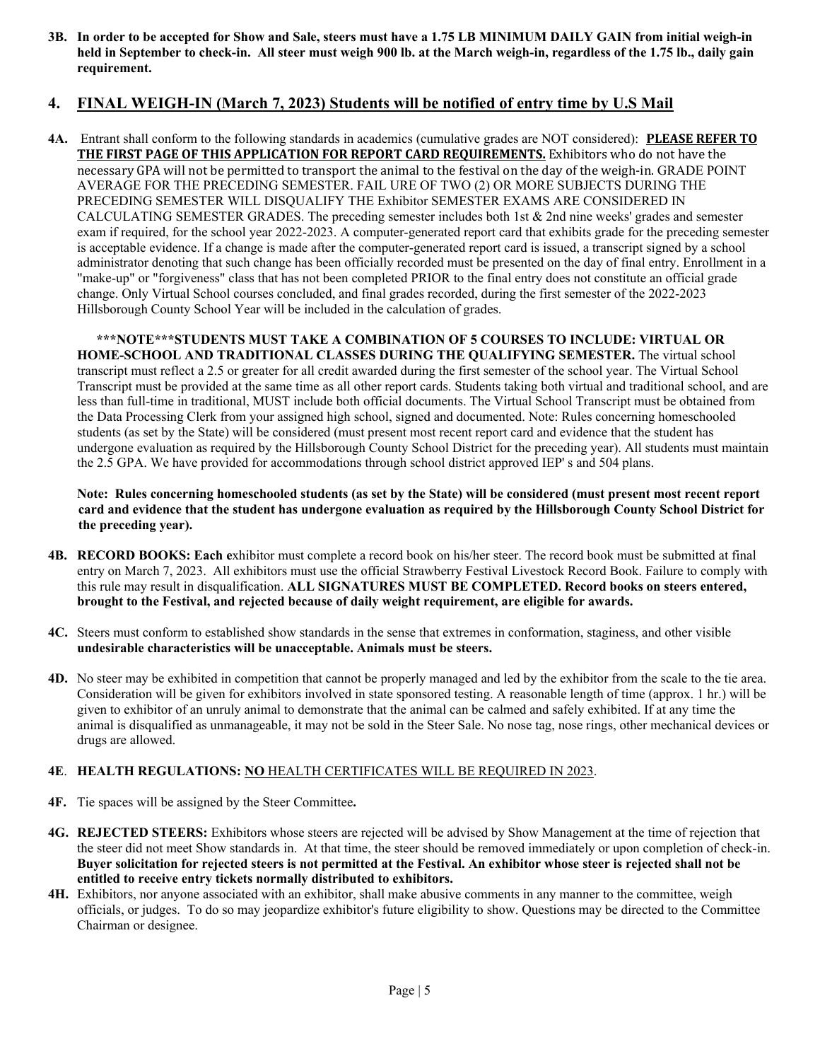**3B. In order to be accepted for Show and Sale, steers must have a 1.75 LB MINIMUM DAILY GAIN from initial weigh-in held in September to check-in. All steer must weigh 900 lb. at the March weigh-in, regardless of the 1.75 lb., daily gain requirement.**

## 4. FINAL WEIGH-IN (March 7, 2023) Students will be notified of entry time by U.S Mail

**4A.** Entrant shall conform to the following standards in academics (cumulative grades are NOT considered): **PLEASE REFER TO THE FIRST PAGE OF THIS APPLICATION FOR REPORT CARD REQUIREMENTS.** Exhibitors who do not have the necessary GPA will not be permitted to transport the animal to the festival on the day of the weigh-in. GRADE POINT AVERAGE FOR THE PRECEDING SEMESTER. FAIL URE OF TWO (2) OR MORE SUBJECTS DURING THE PRECEDING SEMESTER WILL DISQUALIFY THE Exhibitor SEMESTER EXAMS ARE CONSIDERED IN CALCULATING SEMESTER GRADES. The preceding semester includes both 1st & 2nd nine weeks' grades and semester exam if required, for the school year 2022-2023. A computer-generated report card that exhibits grade for the preceding semester is acceptable evidence. If a change is made after the computer-generated report card is issued, a transcript signed by a school administrator denoting that such change has been officially recorded must be presented on the day of final entry. Enrollment in a "make-up" or "forgiveness" class that has not been completed PRIOR to the final entry does not constitute an official grade change. Only Virtual School courses concluded, and final grades recorded, during the first semester of the 2022-2023 Hillsborough County School Year will be included in the calculation of grades.

**\*\*\*NOTE\*\*\*STUDENTS MUST TAKE A COMBINATION OF 5 COURSES TO INCLUDE: VIRTUAL OR HOME-SCHOOL AND TRADITIONAL CLASSES DURING THE QUALIFYING SEMESTER.** The virtual school transcript must reflect a 2.5 or greater for all credit awarded during the first semester of the school year. The Virtual School Transcript must be provided at the same time as all other report cards. Students taking both virtual and traditional school, and are less than full-time in traditional, MUST include both official documents. The Virtual School Transcript must be obtained from the Data Processing Clerk from your assigned high school, signed and documented. Note: Rules concerning homeschooled students (as set by the State) will be considered (must present most recent report card and evidence that the student has undergone evaluation as required by the Hillsborough County School District for the preceding year). All students must maintain the 2.5 GPA. We have provided for accommodations through school district approved IEP' s and 504 plans.

**Note: Rules concerning homeschooled students (as set by the State) will be considered (must present most recent report card and evidence that the student has undergone evaluation as required by the Hillsborough County School District for the preceding year).**

**4B. RECORD BOOKS: Each e**xhibitor must complete a record book on his/her steer. The record book must be submitted at final entry on March 7, 2023. All exhibitors must use the official Strawberry Festival Livestock Record Book. Failure to comply with this rule may result in disqualification. **ALL SIGNATURES MUST BE COMPLETED. Record books on steers entered, brought to the Festival, and rejected because of daily weight requirement, are eligible for awards.**

**4C.** Steers must conform to established show standards in the sense that extremes in conformation, staginess, and other visible **undesirable characteristics will be unacceptable. Animals must be steers.**

**4D.** No steer may be exhibited in competition that cannot be properly managed and led by the exhibitor from the scale to the tie area. Consideration will be given for exhibitors involved in state sponsored testing. A reasonable length of time (approx. 1 hr.) will be given to exhibitor of an unruly animal to demonstrate that the animal can be calmed and safely exhibited. If at any time the animal is disqualified as unmanageable, it may not be sold in the Steer Sale. No nose tag, nose rings, other mechanical devices or drugs are allowed.

**4E. HEALTH REGULATIONS: NO** HEALTH CERTIFICATES WILL BE REQUIRED IN 2023.

**4F.** Tie spaces will be assigned by the Steer Committee**.**

**4G. REJECTED STEERS:** Exhibitors whose steers are rejected will be advised by Show Management at the time of rejection that the steer did not meet Show standards in. At that time, the steer should be removed immediately or upon completion of check-in. **Buyer solicitation for rejected steers is not permitted at the Festival. An exhibitor whose steer is rejected shall not be entitled to receive entry tickets normally distributed to exhibitors.**

**4H.** Exhibitors, nor anyone associated with an exhibitor, shall make abusive comments in any manner to the committee, weigh officials, or judges. To do so may jeopardize exhibitor's future eligibility to show. Questions may be directed to the Committee Chairman or designee.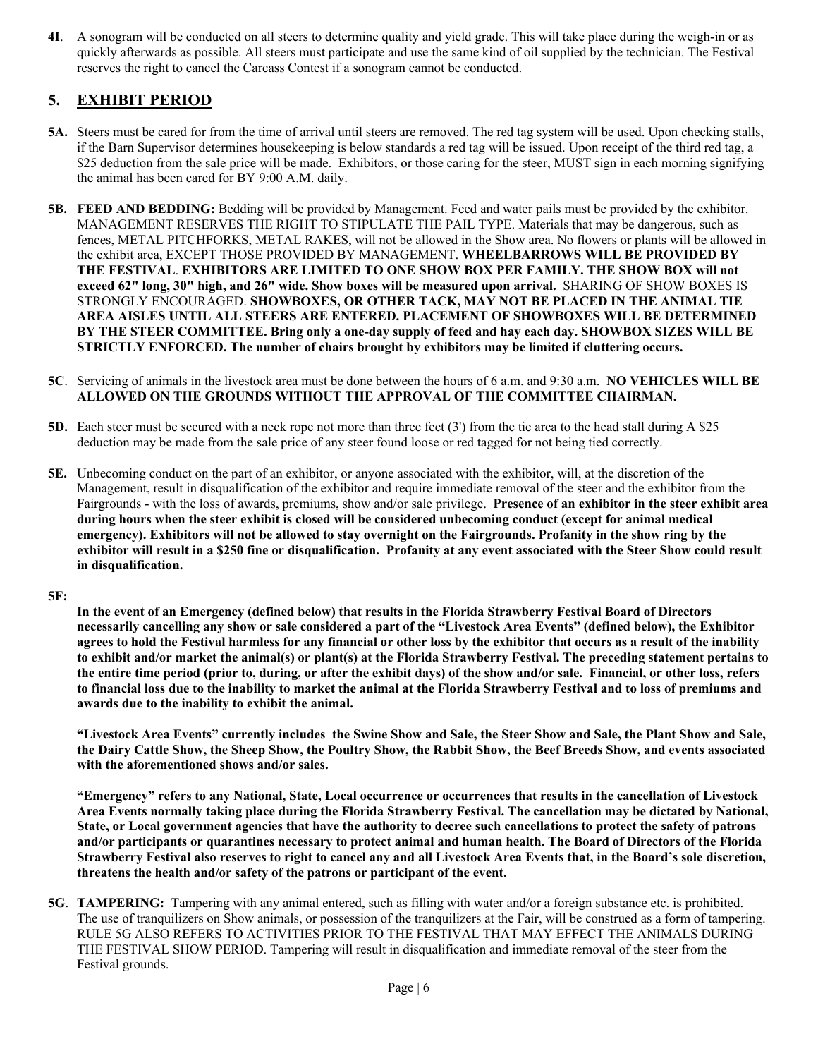**4I**. A sonogram will be conducted on all steers to determine quality and yield grade. This will take place during the weigh-in or as quickly afterwards as possible. All steers must participate and use the same kind of oil supplied by the technician. The Festival reserves the right to cancel the Carcass Contest if a sonogram cannot be conducted.

## 5. EXHIBIT PERIOD

**5A.** Steers must be cared for from the time of arrival until steers are removed. The red tag system will be used. Upon checking stalls, if the Barn Supervisor determines housekeeping is below standards a red tag will be issued. Upon receipt of the third red tag, a $25 deduction from the sale price will be made. Exhibitors, or those caring for the steer, MUST sign in each morning signifying the animal has been cared for BY 9:00 A.M. daily.

**5B. FEED AND BEDDING:** Bedding will be provided by Management. Feed and water pails must be provided by the exhibitor. MANAGEMENT RESERVES THE RIGHT TO STIPULATE THE PAIL TYPE. Materials that may be dangerous, such as fences, METAL PITCHFORKS, METAL RAKES, will not be allowed in the Show area. No flowers or plants will be allowed in the exhibit area, EXCEPT THOSE PROVIDED BY MANAGEMENT. **WHEELBARROWS WILL BE PROVIDED BY THE FESTIVAL**. **EXHIBITORS ARE LIMITED TO ONE SHOW BOX PER FAMILY. THE SHOW BOX will not exceed 62" long, 30" high, and 26" wide. Show boxes will be measured upon arrival.** SHARING OF SHOW BOXES IS STRONGLY ENCOURAGED. **SHOWBOXES, OR OTHER TACK, MAY NOT BE PLACED IN THE ANIMAL TIE AREA AISLES UNTIL ALL STEERS ARE ENTERED. PLACEMENT OF SHOWBOXES WILL BE DETERMINED BY THE STEER COMMITTEE. Bring only a one-day supply of feed and hay each day. SHOWBOX SIZES WILL BE STRICTLY ENFORCED. The number of chairs brought by exhibitors may be limited if cluttering occurs.**

**5C**. Servicing of animals in the livestock area must be done between the hours of 6 a.m. and 9:30 a.m. **NO VEHICLES WILL BE ALLOWED ON THE GROUNDS WITHOUT THE APPROVAL OF THE COMMITTEE CHAIRMAN.**

**5D.** Each steer must be secured with a neck rope not more than three feet (3') from the tie area to the head stall during A $25 deduction may be made from the sale price of any steer found loose or red tagged for not being tied correctly.

**5E.** Unbecoming conduct on the part of an exhibitor, or anyone associated with the exhibitor, will, at the discretion of the Management, result in disqualification of the exhibitor and require immediate removal of the steer and the exhibitor from the Fairgrounds - with the loss of awards, premiums, show and/or sale privilege. **Presence of an exhibitor in the steer exhibit area during hours when the steer exhibit is closed will be considered unbecoming conduct (except for animal medical emergency). Exhibitors will not be allowed to stay overnight on the Fairgrounds. Profanity in the show ring by the exhibitor will result in a $250 fine or disqualification. Profanity at any event associated with the Steer Show could result in disqualification.**

**5F:**

**In the event of an Emergency (defined below) that results in the Florida Strawberry Festival Board of Directors necessarily cancelling any show or sale considered a part of the "Livestock Area Events" (defined below), the Exhibitor agrees to hold the Festival harmless for any financial or other loss by the exhibitor that occurs as a result of the inability to exhibit and/or market the animal(s) or plant(s) at the Florida Strawberry Festival. The preceding statement pertains to the entire time period (prior to, during, or after the exhibit days) of the show and/or sale. Financial, or other loss, refers to financial loss due to the inability to market the animal at the Florida Strawberry Festival and to loss of premiums and awards due to the inability to exhibit the animal.**

**"Livestock Area Events" currently includes the Swine Show and Sale, the Steer Show and Sale, the Plant Show and Sale, the Dairy Cattle Show, the Sheep Show, the Poultry Show, the Rabbit Show, the Beef Breeds Show, and events associated with the aforementioned shows and/or sales.**

**"Emergency" refers to any National, State, Local occurrence or occurrences that results in the cancellation of Livestock Area Events normally taking place during the Florida Strawberry Festival. The cancellation may be dictated by National, State, or Local government agencies that have the authority to decree such cancellations to protect the safety of patrons and/or participants or quarantines necessary to protect animal and human health. The Board of Directors of the Florida Strawberry Festival also reserves to right to cancel any and all Livestock Area Events that, in the Board's sole discretion, threatens the health and/or safety of the patrons or participant of the event.**

**5G**. **TAMPERING:** Tampering with any animal entered, such as filling with water and/or a foreign substance etc. is prohibited. The use of tranquilizers on Show animals, or possession of the tranquilizers at the Fair, will be construed as a form of tampering. RULE 5G ALSO REFERS TO ACTIVITIES PRIOR TO THE FESTIVAL THAT MAY EFFECT THE ANIMALS DURING THE FESTIVAL SHOW PERIOD. Tampering will result in disqualification and immediate removal of the steer from the Festival grounds.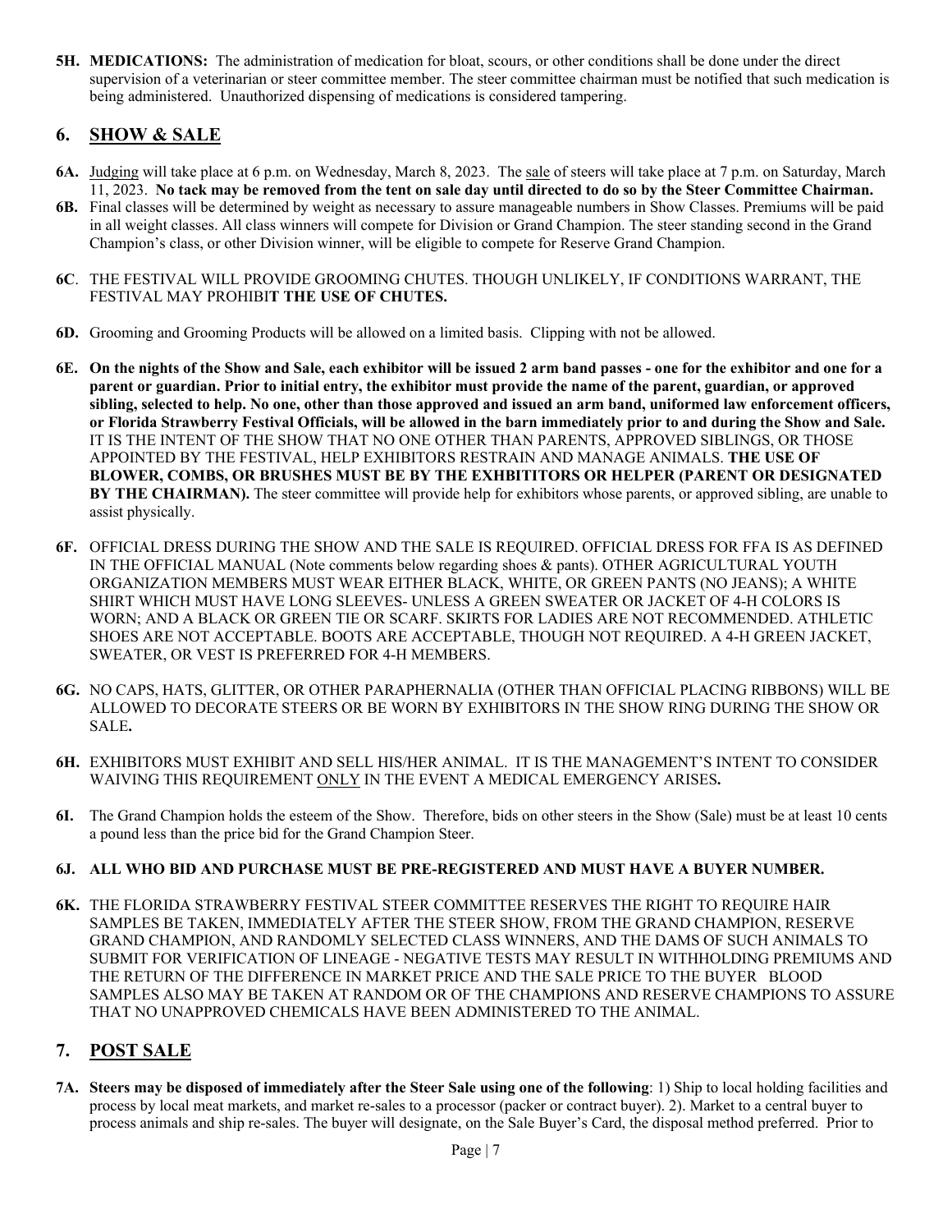**5H. MEDICATIONS:** The administration of medication for bloat, scours, or other conditions shall be done under the direct supervision of a veterinarian or steer committee member. The steer committee chairman must be notified that such medication is being administered. Unauthorized dispensing of medications is considered tampering.

## 6. SHOW & SALE

**6A.** Judging will take place at 6 p.m. on Wednesday, March 8, 2023. The sale of steers will take place at 7 p.m. on Saturday, March 11, 2023. **No tack may be removed from the tent on sale day until directed to do so by the Steer Committee Chairman.**

**6B.** Final classes will be determined by weight as necessary to assure manageable numbers in Show Classes. Premiums will be paid in all weight classes. All class winners will compete for Division or Grand Champion. The steer standing second in the Grand Champion's class, or other Division winner, will be eligible to compete for Reserve Grand Champion.

**6C**. THE FESTIVAL WILL PROVIDE GROOMING CHUTES. THOUGH UNLIKELY, IF CONDITIONS WARRANT, THE FESTIVAL MAY PROHIBI**T THE USE OF CHUTES.**

**6D.** Grooming and Grooming Products will be allowed on a limited basis. Clipping with not be allowed.

**6E. On the nights of the Show and Sale, each exhibitor will be issued 2 arm band passes - one for the exhibitor and one for a parent or guardian. Prior to initial entry, the exhibitor must provide the name of the parent, guardian, or approved sibling, selected to help. No one, other than those approved and issued an arm band, uniformed law enforcement officers, or Florida Strawberry Festival Officials, will be allowed in the barn immediately prior to and during the Show and Sale.** IT IS THE INTENT OF THE SHOW THAT NO ONE OTHER THAN PARENTS, APPROVED SIBLINGS, OR THOSE APPOINTED BY THE FESTIVAL, HELP EXHIBITORS RESTRAIN AND MANAGE ANIMALS. **THE USE OF BLOWER, COMBS, OR BRUSHES MUST BE BY THE EXHBITITORS OR HELPER (PARENT OR DESIGNATED BY THE CHAIRMAN).** The steer committee will provide help for exhibitors whose parents, or approved sibling, are unable to assist physically.

**6F.** OFFICIAL DRESS DURING THE SHOW AND THE SALE IS REQUIRED. OFFICIAL DRESS FOR FFA IS AS DEFINED IN THE OFFICIAL MANUAL (Note comments below regarding shoes & pants). OTHER AGRICULTURAL YOUTH ORGANIZATION MEMBERS MUST WEAR EITHER BLACK, WHITE, OR GREEN PANTS (NO JEANS); A WHITE SHIRT WHICH MUST HAVE LONG SLEEVES- UNLESS A GREEN SWEATER OR JACKET OF 4-H COLORS IS WORN; AND A BLACK OR GREEN TIE OR SCARF. SKIRTS FOR LADIES ARE NOT RECOMMENDED. ATHLETIC SHOES ARE NOT ACCEPTABLE. BOOTS ARE ACCEPTABLE, THOUGH NOT REQUIRED. A 4-H GREEN JACKET, SWEATER, OR VEST IS PREFERRED FOR 4-H MEMBERS.

**6G.** NO CAPS, HATS, GLITTER, OR OTHER PARAPHERNALIA (OTHER THAN OFFICIAL PLACING RIBBONS) WILL BE ALLOWED TO DECORATE STEERS OR BE WORN BY EXHIBITORS IN THE SHOW RING DURING THE SHOW OR SALE**.**

**6H.** EXHIBITORS MUST EXHIBIT AND SELL HIS/HER ANIMAL. IT IS THE MANAGEMENT'S INTENT TO CONSIDER WAIVING THIS REQUIREMENT ONLY IN THE EVENT A MEDICAL EMERGENCY ARISES**.**

**6I.** The Grand Champion holds the esteem of the Show. Therefore, bids on other steers in the Show (Sale) must be at least 10 cents a pound less than the price bid for the Grand Champion Steer.

**6J. ALL WHO BID AND PURCHASE MUST BE PRE-REGISTERED AND MUST HAVE A BUYER NUMBER.**

**6K.** THE FLORIDA STRAWBERRY FESTIVAL STEER COMMITTEE RESERVES THE RIGHT TO REQUIRE HAIR SAMPLES BE TAKEN, IMMEDIATELY AFTER THE STEER SHOW, FROM THE GRAND CHAMPION, RESERVE GRAND CHAMPION, AND RANDOMLY SELECTED CLASS WINNERS, AND THE DAMS OF SUCH ANIMALS TO SUBMIT FOR VERIFICATION OF LINEAGE - NEGATIVE TESTS MAY RESULT IN WITHHOLDING PREMIUMS AND THE RETURN OF THE DIFFERENCE IN MARKET PRICE AND THE SALE PRICE TO THE BUYER BLOOD SAMPLES ALSO MAY BE TAKEN AT RANDOM OR OF THE CHAMPIONS AND RESERVE CHAMPIONS TO ASSURE THAT NO UNAPPROVED CHEMICALS HAVE BEEN ADMINISTERED TO THE ANIMAL.

## 7. POST SALE

**7A. Steers may be disposed of immediately after the Steer Sale using one of the following**: 1) Ship to local holding facilities and process by local meat markets, and market re-sales to a processor (packer or contract buyer). 2). Market to a central buyer to process animals and ship re-sales. The buyer will designate, on the Sale Buyer's Card, the disposal method preferred. Prior to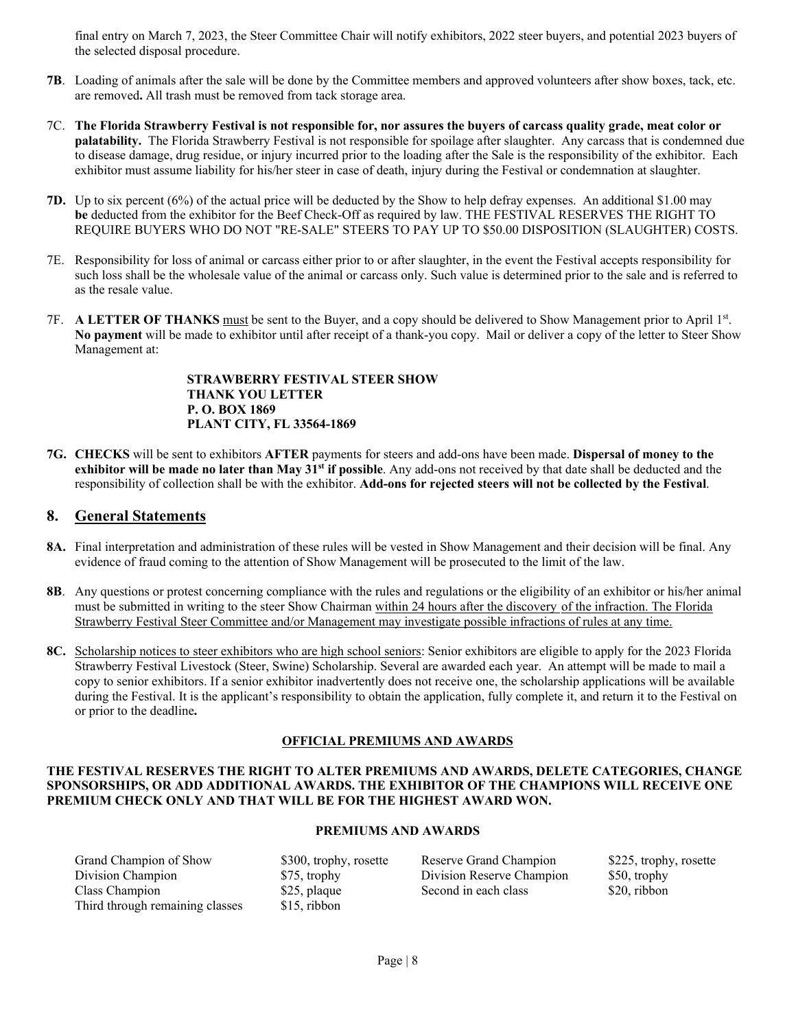final entry on March 7, 2023, the Steer Committee Chair will notify exhibitors, 2022 steer buyers, and potential 2023 buyers of the selected disposal procedure.

**7B**. Loading of animals after the sale will be done by the Committee members and approved volunteers after show boxes, tack, etc. are removed**.** All trash must be removed from tack storage area.

7C. **The Florida Strawberry Festival is not responsible for, nor assures the buyers of carcass quality grade, meat color or palatability.** The Florida Strawberry Festival is not responsible for spoilage after slaughter. Any carcass that is condemned due to disease damage, drug residue, or injury incurred prior to the loading after the Sale is the responsibility of the exhibitor. Each exhibitor must assume liability for his/her steer in case of death, injury during the Festival or condemnation at slaughter.

**7D.** Up to six percent (6%) of the actual price will be deducted by the Show to help defray expenses. An additional $1.00 may **be** deducted from the exhibitor for the Beef Check-Off as required by law. THE FESTIVAL RESERVES THE RIGHT TO REQUIRE BUYERS WHO DO NOT "RE-SALE" STEERS TO PAY UP TO $50.00 DISPOSITION (SLAUGHTER) COSTS.

7E. Responsibility for loss of animal or carcass either prior to or after slaughter, in the event the Festival accepts responsibility for such loss shall be the wholesale value of the animal or carcass only. Such value is determined prior to the sale and is referred to as the resale value.

7F. **A LETTER OF THANKS** <u>must</u> be sent to the Buyer, and a copy should be delivered to Show Management prior to April 1st. **No payment** will be made to exhibitor until after receipt of a thank-you copy. Mail or deliver a copy of the letter to Steer Show Management at:

> **STRAWBERRY FESTIVAL STEER SHOW**
> **THANK YOU LETTER**
> **P. O. BOX 1869**
> **PLANT CITY, FL 33564-1869**

**7G. CHECKS** will be sent to exhibitors **AFTER** payments for steers and add-ons have been made. **Dispersal of money to the exhibitor will be made no later than May 31st if possible**. Any add-ons not received by that date shall be deducted and the responsibility of collection shall be with the exhibitor. **Add-ons for rejected steers will not be collected by the Festival**.

## 8. General Statements

**8A.** Final interpretation and administration of these rules will be vested in Show Management and their decision will be final. Any evidence of fraud coming to the attention of Show Management will be prosecuted to the limit of the law.

**8B**. Any questions or protest concerning compliance with the rules and regulations or the eligibility of an exhibitor or his/her animal must be submitted in writing to the steer Show Chairman <u>within 24 hours after the discovery of the infraction. The Florida Strawberry Festival Steer Committee and/or Management may investigate possible infractions of rules at any time.</u>

**8C.** <u>Scholarship notices to steer exhibitors who are high school seniors</u>: Senior exhibitors are eligible to apply for the 2023 Florida Strawberry Festival Livestock (Steer, Swine) Scholarship. Several are awarded each year. An attempt will be made to mail a copy to senior exhibitors. If a senior exhibitor inadvertently does not receive one, the scholarship applications will be available during the Festival. It is the applicant's responsibility to obtain the application, fully complete it, and return it to the Festival on or prior to the deadline**.**

### OFFICIAL PREMIUMS AND AWARDS

**THE FESTIVAL RESERVES THE RIGHT TO ALTER PREMIUMS AND AWARDS, DELETE CATEGORIES, CHANGE SPONSORSHIPS, OR ADD ADDITIONAL AWARDS. THE EXHIBITOR OF THE CHAMPIONS WILL RECEIVE ONE PREMIUM CHECK ONLY AND THAT WILL BE FOR THE HIGHEST AWARD WON.**

### PREMIUMS AND AWARDS

| Award | Premium | Award | Premium |
|---|---|---|---|
| Grand Champion of Show | $300, trophy, rosette | Reserve Grand Champion | $225, trophy, rosette |
| Division Champion | $75, trophy | Division Reserve Champion | $50, trophy |
| Class Champion | $25, plaque | Second in each class | $20, ribbon |
| Third through remaining classes | $15, ribbon | | |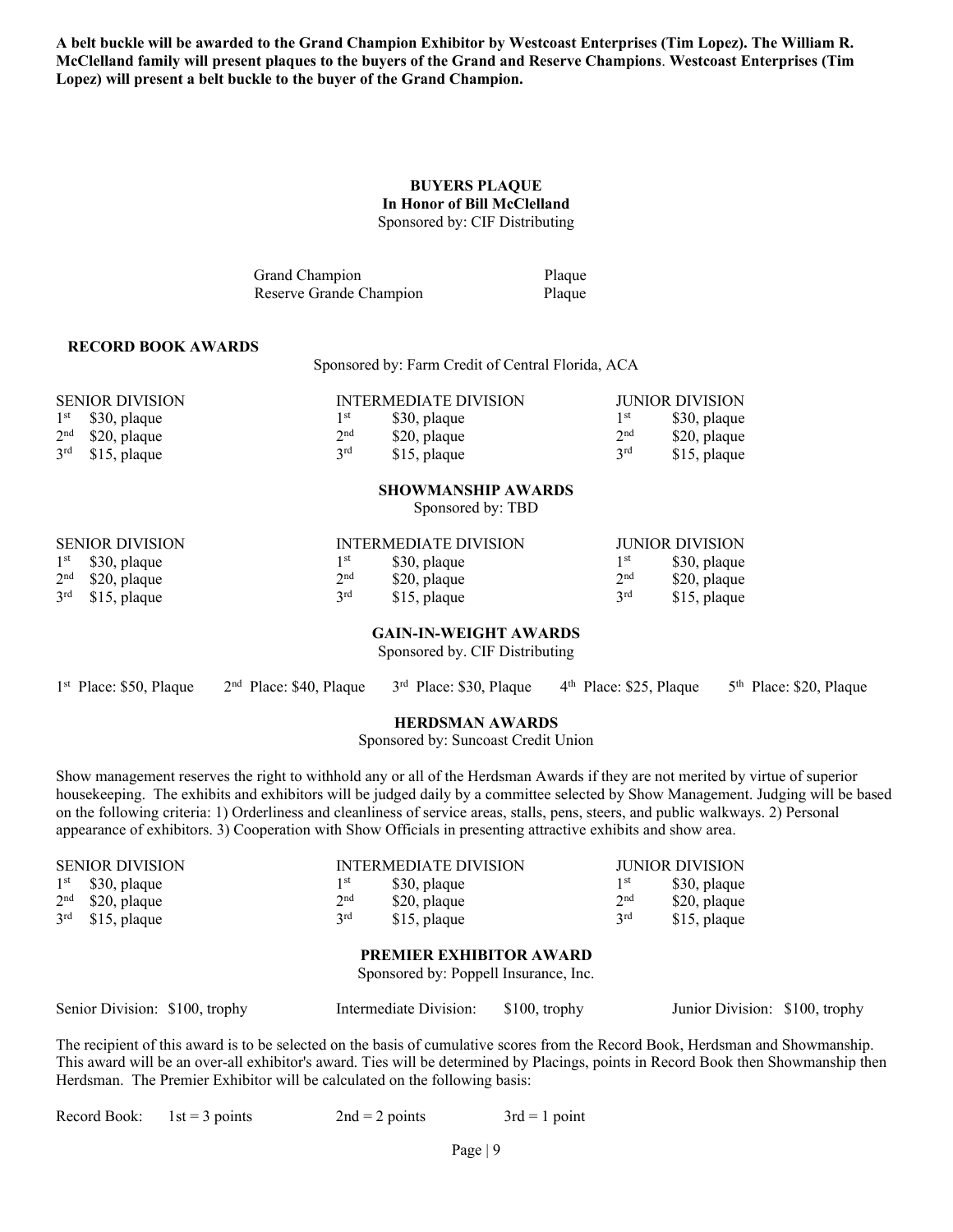**A belt buckle will be awarded to the Grand Champion Exhibitor by Westcoast Enterprises (Tim Lopez). The William R. McClelland family will present plaques to the buyers of the Grand and Reserve Champions**. **Westcoast Enterprises (Tim Lopez) will present a belt buckle to the buyer of the Grand Champion.**

**BUYERS PLAQUE**
**In Honor of Bill McClelland**
Sponsored by: CIF Distributing

| | |
|---|---|
| Grand Champion | Plaque |
| Reserve Grande Champion | Plaque |

**RECORD BOOK AWARDS**

Sponsored by: Farm Credit of Central Florida, ACA

| SENIOR DIVISION | | INTERMEDIATE DIVISION | | JUNIOR DIVISION | |
|---|---|---|---|---|---|
| 1st | \$30, plaque | 1st | \$30, plaque | 1st | \$30, plaque |
| 2nd | \$20, plaque | 2nd | \$20, plaque | 2nd | \$20, plaque |
| 3rd | \$15, plaque | 3rd | \$15, plaque | 3rd | \$15, plaque |

**SHOWMANSHIP AWARDS**
Sponsored by: TBD

| SENIOR DIVISION | | INTERMEDIATE DIVISION | | JUNIOR DIVISION | |
|---|---|---|---|---|---|
| 1st | \$30, plaque | 1st | \$30, plaque | 1st | \$30, plaque |
| 2nd | \$20, plaque | 2nd | \$20, plaque | 2nd | \$20, plaque |
| 3rd | \$15, plaque | 3rd | \$15, plaque | 3rd | \$15, plaque |

**GAIN-IN-WEIGHT AWARDS**
Sponsored by. CIF Distributing

1st Place: \$50, Plaque    2nd Place: \$40, Plaque    3rd Place: \$30, Plaque    4th Place: \$25, Plaque    5th Place: \$20, Plaque

**HERDSMAN AWARDS**
Sponsored by: Suncoast Credit Union

Show management reserves the right to withhold any or all of the Herdsman Awards if they are not merited by virtue of superior housekeeping. The exhibits and exhibitors will be judged daily by a committee selected by Show Management. Judging will be based on the following criteria: 1) Orderliness and cleanliness of service areas, stalls, pens, steers, and public walkways. 2) Personal appearance of exhibitors. 3) Cooperation with Show Officials in presenting attractive exhibits and show area.

| SENIOR DIVISION | | INTERMEDIATE DIVISION | | JUNIOR DIVISION | |
|---|---|---|---|---|---|
| 1st | \$30, plaque | 1st | \$30, plaque | 1st | \$30, plaque |
| 2nd | \$20, plaque | 2nd | \$20, plaque | 2nd | \$20, plaque |
| 3rd | \$15, plaque | 3rd | \$15, plaque | 3rd | \$15, plaque |

**PREMIER EXHIBITOR AWARD**
Sponsored by: Poppell Insurance, Inc.

Senior Division: \$100, trophy    Intermediate Division: \$100, trophy    Junior Division: \$100, trophy

The recipient of this award is to be selected on the basis of cumulative scores from the Record Book, Herdsman and Showmanship. This award will be an over-all exhibitor's award. Ties will be determined by Placings, points in Record Book then Showmanship then Herdsman. The Premier Exhibitor will be calculated on the following basis:

Record Book:    1st = 3 points    2nd = 2 points    3rd = 1 point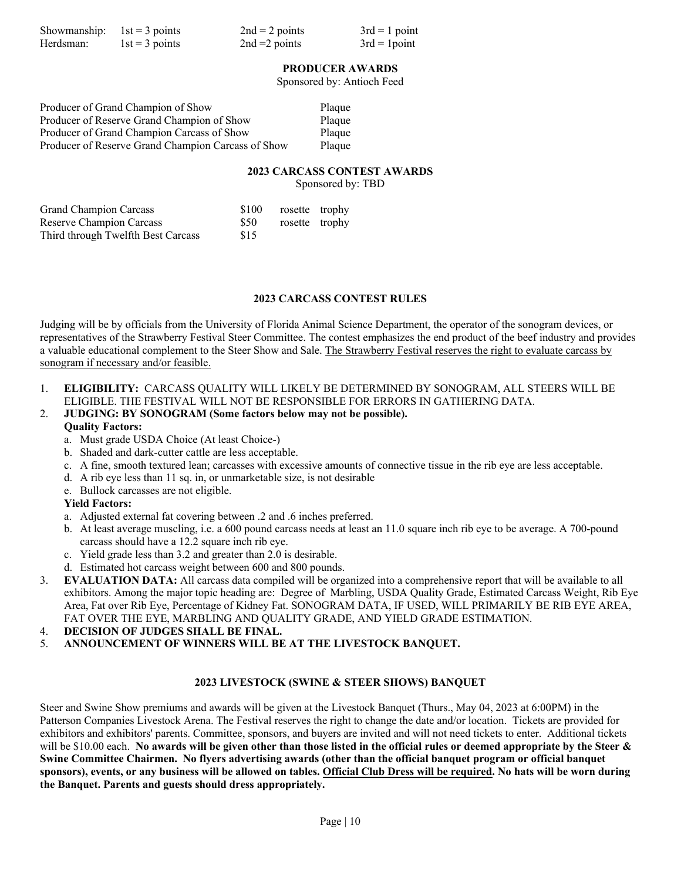| | | | |
|---|---|---|---|
| Showmanship: | 1st = 3 points | 2nd = 2 points | 3rd = 1 point |
| Herdsman: | 1st = 3 points | 2nd =2 points | 3rd = 1point |

### PRODUCER AWARDS

Sponsored by: Antioch Feed

| | |
|---|---|
| Producer of Grand Champion of Show | Plaque |
| Producer of Reserve Grand Champion of Show | Plaque |
| Producer of Grand Champion Carcass of Show | Plaque |
| Producer of Reserve Grand Champion Carcass of Show | Plaque |

### 2023 CARCASS CONTEST AWARDS

Sponsored by: TBD

| | | | |
|---|---|---|---|
| Grand Champion Carcass | $100 | rosette | trophy |
| Reserve Champion Carcass | $50 | rosette | trophy |
| Third through Twelfth Best Carcass | $15 | | |

### 2023 CARCASS CONTEST RULES

Judging will be by officials from the University of Florida Animal Science Department, the operator of the sonogram devices, or representatives of the Strawberry Festival Steer Committee. The contest emphasizes the end product of the beef industry and provides a valuable educational complement to the Steer Show and Sale. The Strawberry Festival reserves the right to evaluate carcass by sonogram if necessary and/or feasible.

1. **ELIGIBILITY:** CARCASS QUALITY WILL LIKELY BE DETERMINED BY SONOGRAM, ALL STEERS WILL BE ELIGIBLE. THE FESTIVAL WILL NOT BE RESPONSIBLE FOR ERRORS IN GATHERING DATA.
2. **JUDGING: BY SONOGRAM (Some factors below may not be possible).**
   **Quality Factors:**
   a. Must grade USDA Choice (At least Choice-)
   b. Shaded and dark-cutter cattle are less acceptable.
   c. A fine, smooth textured lean; carcasses with excessive amounts of connective tissue in the rib eye are less acceptable.
   d. A rib eye less than 11 sq. in, or unmarketable size, is not desirable
   e. Bullock carcasses are not eligible.
   **Yield Factors:**
   a. Adjusted external fat covering between .2 and .6 inches preferred.
   b. At least average muscling, i.e. a 600 pound carcass needs at least an 11.0 square inch rib eye to be average. A 700-pound carcass should have a 12.2 square inch rib eye.
   c. Yield grade less than 3.2 and greater than 2.0 is desirable.
   d. Estimated hot carcass weight between 600 and 800 pounds.
3. **EVALUATION DATA:** All carcass data compiled will be organized into a comprehensive report that will be available to all exhibitors. Among the major topic heading are: Degree of Marbling, USDA Quality Grade, Estimated Carcass Weight, Rib Eye Area, Fat over Rib Eye, Percentage of Kidney Fat. SONOGRAM DATA, IF USED, WILL PRIMARILY BE RIB EYE AREA, FAT OVER THE EYE, MARBLING AND QUALITY GRADE, AND YIELD GRADE ESTIMATION.
4. **DECISION OF JUDGES SHALL BE FINAL.**
5. **ANNOUNCEMENT OF WINNERS WILL BE AT THE LIVESTOCK BANQUET.**

### 2023 LIVESTOCK (SWINE & STEER SHOWS) BANQUET

Steer and Swine Show premiums and awards will be given at the Livestock Banquet (Thurs., May 04, 2023 at 6:00PM) in the Patterson Companies Livestock Arena. The Festival reserves the right to change the date and/or location. Tickets are provided for exhibitors and exhibitors' parents. Committee, sponsors, and buyers are invited and will not need tickets to enter. Additional tickets will be $10.00 each. **No awards will be given other than those listed in the official rules or deemed appropriate by the Steer & Swine Committee Chairmen. No flyers advertising awards (other than the official banquet program or official banquet sponsors), events, or any business will be allowed on tables. Official Club Dress will be required. No hats will be worn during the Banquet. Parents and guests should dress appropriately.**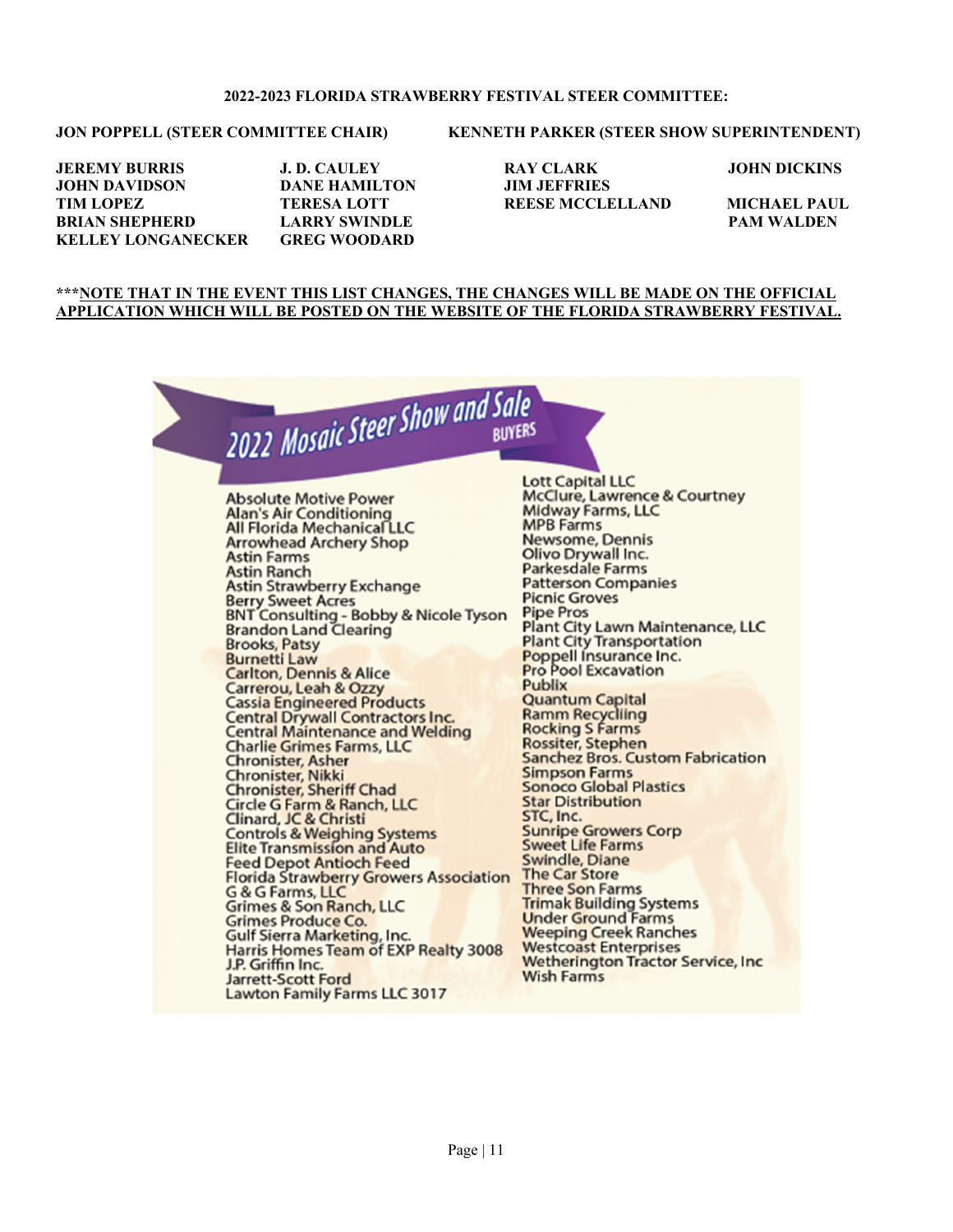**2022-2023 FLORIDA STRAWBERRY FESTIVAL STEER COMMITTEE:**

**JON POPPELL (STEER COMMITTEE CHAIR)** **KENNETH PARKER (STEER SHOW SUPERINTENDENT)**

| | | | |
|---|---|---|---|
| **JEREMY BURRIS** | **J. D. CAULEY** | **RAY CLARK** | **JOHN DICKINS** |
| **JOHN DAVIDSON** | **DANE HAMILTON** | **JIM JEFFRIES** | |
| **TIM LOPEZ** | **TERESA LOTT** | **REESE MCCLELLAND** | **MICHAEL PAUL** |
| **BRIAN SHEPHERD** | **LARRY SWINDLE** | | **PAM WALDEN** |
| **KELLEY LONGANECKER** | **GREG WOODARD** | | |

**\*\*\*NOTE THAT IN THE EVENT THIS LIST CHANGES, THE CHANGES WILL BE MADE ON THE OFFICIAL APPLICATION WHICH WILL BE POSTED ON THE WEBSITE OF THE FLORIDA STRAWBERRY FESTIVAL.**

## 2022 Mosaic Steer Show and Sale BUYERS

Absolute Motive Power
Alan's Air Conditioning
All Florida Mechanical LLC
Arrowhead Archery Shop
Astin Farms
Astin Ranch
Astin Strawberry Exchange
Berry Sweet Acres
BNT Consulting - Bobby & Nicole Tyson
Brandon Land Clearing
Brooks, Patsy
Burnetti Law
Carlton, Dennis & Alice
Carrerou, Leah & Ozzy
Cassia Engineered Products
Central Drywall Contractors Inc.
Central Maintenance and Welding
Charlie Grimes Farms, LLC
Chronister, Asher
Chronister, Nikki
Chronister, Sheriff Chad
Circle G Farm & Ranch, LLC
Clinard, JC & Christi
Controls & Weighing Systems
Elite Transmission and Auto
Feed Depot Antioch Feed
Florida Strawberry Growers Association
G & G Farms, LLC
Grimes & Son Ranch, LLC
Grimes Produce Co.
Gulf Sierra Marketing, Inc.
Harris Homes Team of EXP Realty 3008
J.P. Griffin Inc.
Jarrett-Scott Ford
Lawton Family Farms LLC 3017
Lott Capital LLC
McClure, Lawrence & Courtney
Midway Farms, LLC
MPB Farms
Newsome, Dennis
Olivo Drywall Inc.
Parkesdale Farms
Patterson Companies
Picnic Groves
Pipe Pros
Plant City Lawn Maintenance, LLC
Plant City Transportation
Poppell Insurance Inc.
Pro Pool Excavation
Publix
Quantum Capital
Ramm Recycliing
Rocking S Farms
Rossiter, Stephen
Sanchez Bros. Custom Fabrication
Simpson Farms
Sonoco Global Plastics
Star Distribution
STC, Inc.
Sunripe Growers Corp
Sweet Life Farms
Swindle, Diane
The Car Store
Three Son Farms
Trimak Building Systems
Under Ground Farms
Weeping Creek Ranches
Westcoast Enterprises
Wetherington Tractor Service, Inc
Wish Farms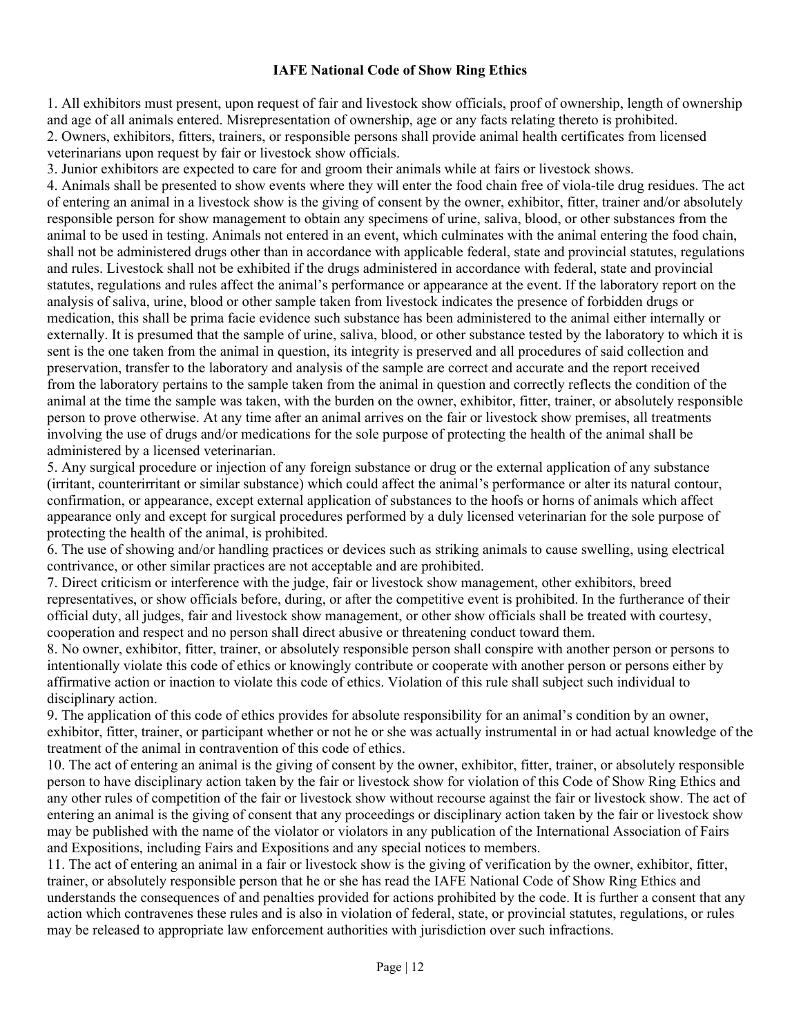**IAFE National Code of Show Ring Ethics**

1. All exhibitors must present, upon request of fair and livestock show officials, proof of ownership, length of ownership and age of all animals entered. Misrepresentation of ownership, age or any facts relating thereto is prohibited.
2. Owners, exhibitors, fitters, trainers, or responsible persons shall provide animal health certificates from licensed veterinarians upon request by fair or livestock show officials.
3. Junior exhibitors are expected to care for and groom their animals while at fairs or livestock shows.
4. Animals shall be presented to show events where they will enter the food chain free of viola-tile drug residues. The act of entering an animal in a livestock show is the giving of consent by the owner, exhibitor, fitter, trainer and/or absolutely responsible person for show management to obtain any specimens of urine, saliva, blood, or other substances from the animal to be used in testing. Animals not entered in an event, which culminates with the animal entering the food chain, shall not be administered drugs other than in accordance with applicable federal, state and provincial statutes, regulations and rules. Livestock shall not be exhibited if the drugs administered in accordance with federal, state and provincial statutes, regulations and rules affect the animal's performance or appearance at the event. If the laboratory report on the analysis of saliva, urine, blood or other sample taken from livestock indicates the presence of forbidden drugs or medication, this shall be prima facie evidence such substance has been administered to the animal either internally or externally. It is presumed that the sample of urine, saliva, blood, or other substance tested by the laboratory to which it is sent is the one taken from the animal in question, its integrity is preserved and all procedures of said collection and preservation, transfer to the laboratory and analysis of the sample are correct and accurate and the report received from the laboratory pertains to the sample taken from the animal in question and correctly reflects the condition of the animal at the time the sample was taken, with the burden on the owner, exhibitor, fitter, trainer, or absolutely responsible person to prove otherwise. At any time after an animal arrives on the fair or livestock show premises, all treatments involving the use of drugs and/or medications for the sole purpose of protecting the health of the animal shall be administered by a licensed veterinarian.
5. Any surgical procedure or injection of any foreign substance or drug or the external application of any substance (irritant, counterirritant or similar substance) which could affect the animal's performance or alter its natural contour, confirmation, or appearance, except external application of substances to the hoofs or horns of animals which affect appearance only and except for surgical procedures performed by a duly licensed veterinarian for the sole purpose of protecting the health of the animal, is prohibited.
6. The use of showing and/or handling practices or devices such as striking animals to cause swelling, using electrical contrivance, or other similar practices are not acceptable and are prohibited.
7. Direct criticism or interference with the judge, fair or livestock show management, other exhibitors, breed representatives, or show officials before, during, or after the competitive event is prohibited. In the furtherance of their official duty, all judges, fair and livestock show management, or other show officials shall be treated with courtesy, cooperation and respect and no person shall direct abusive or threatening conduct toward them.
8. No owner, exhibitor, fitter, trainer, or absolutely responsible person shall conspire with another person or persons to intentionally violate this code of ethics or knowingly contribute or cooperate with another person or persons either by affirmative action or inaction to violate this code of ethics. Violation of this rule shall subject such individual to disciplinary action.
9. The application of this code of ethics provides for absolute responsibility for an animal's condition by an owner, exhibitor, fitter, trainer, or participant whether or not he or she was actually instrumental in or had actual knowledge of the treatment of the animal in contravention of this code of ethics.
10. The act of entering an animal is the giving of consent by the owner, exhibitor, fitter, trainer, or absolutely responsible person to have disciplinary action taken by the fair or livestock show for violation of this Code of Show Ring Ethics and any other rules of competition of the fair or livestock show without recourse against the fair or livestock show. The act of entering an animal is the giving of consent that any proceedings or disciplinary action taken by the fair or livestock show may be published with the name of the violator or violators in any publication of the International Association of Fairs and Expositions, including Fairs and Expositions and any special notices to members.
11. The act of entering an animal in a fair or livestock show is the giving of verification by the owner, exhibitor, fitter, trainer, or absolutely responsible person that he or she has read the IAFE National Code of Show Ring Ethics and understands the consequences of and penalties provided for actions prohibited by the code. It is further a consent that any action which contravenes these rules and is also in violation of federal, state, or provincial statutes, regulations, or rules may be released to appropriate law enforcement authorities with jurisdiction over such infractions.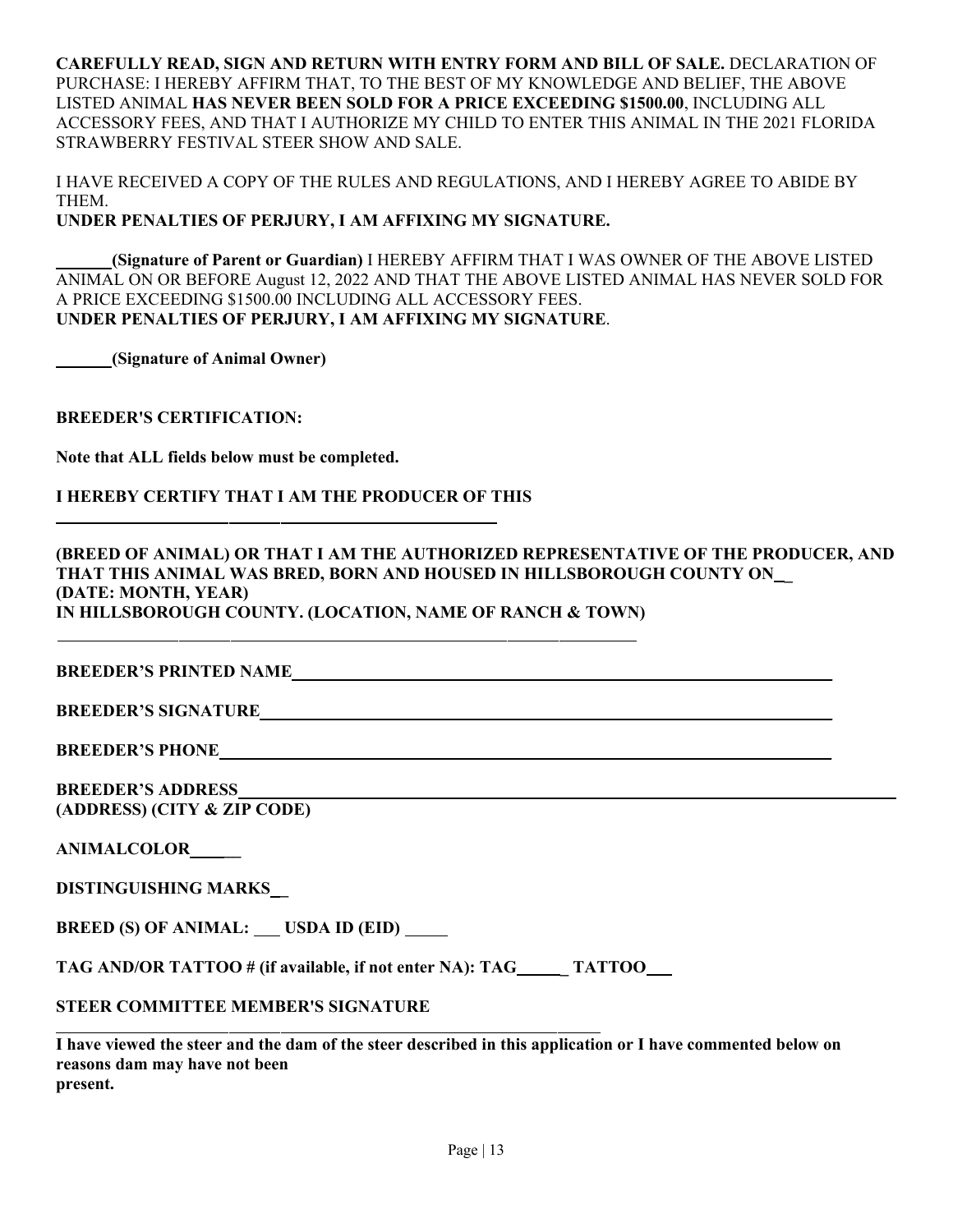**CAREFULLY READ, SIGN AND RETURN WITH ENTRY FORM AND BILL OF SALE.** DECLARATION OF PURCHASE: I HEREBY AFFIRM THAT, TO THE BEST OF MY KNOWLEDGE AND BELIEF, THE ABOVE LISTED ANIMAL **HAS NEVER BEEN SOLD FOR A PRICE EXCEEDING $1500.00**, INCLUDING ALL ACCESSORY FEES, AND THAT I AUTHORIZE MY CHILD TO ENTER THIS ANIMAL IN THE 2021 FLORIDA STRAWBERRY FESTIVAL STEER SHOW AND SALE.

I HAVE RECEIVED A COPY OF THE RULES AND REGULATIONS, AND I HEREBY AGREE TO ABIDE BY THEM.

**UNDER PENALTIES OF PERJURY, I AM AFFIXING MY SIGNATURE.**

______ **(Signature of Parent or Guardian)** I HEREBY AFFIRM THAT I WAS OWNER OF THE ABOVE LISTED ANIMAL ON OR BEFORE August 12, 2022 AND THAT THE ABOVE LISTED ANIMAL HAS NEVER SOLD FOR A PRICE EXCEEDING $1500.00 INCLUDING ALL ACCESSORY FEES.

**UNDER PENALTIES OF PERJURY, I AM AFFIXING MY SIGNATURE**.

______ **(Signature of Animal Owner)**

**BREEDER'S CERTIFICATION:**

**Note that ALL fields below must be completed.**

**I HEREBY CERTIFY THAT I AM THE PRODUCER OF THIS**

______________________________________________

**(BREED OF ANIMAL) OR THAT I AM THE AUTHORIZED REPRESENTATIVE OF THE PRODUCER, AND THAT THIS ANIMAL WAS BRED, BORN AND HOUSED IN HILLSBOROUGH COUNTY ON__**
**(DATE: MONTH, YEAR)**
**IN HILLSBOROUGH COUNTY. (LOCATION, NAME OF RANCH & TOWN)**

______________________________________________

**BREEDER'S PRINTED NAME**______________________________________________

**BREEDER'S SIGNATURE**______________________________________________

**BREEDER'S PHONE**______________________________________________

**BREEDER'S ADDRESS**______________________________________________
**(ADDRESS) (CITY & ZIP CODE)**

**ANIMALCOLOR______**

**DISTINGUISHING MARKS__**

**BREED (S) OF ANIMAL: ___ USDA ID (EID) _____**

**TAG AND/OR TATTOO # (if available, if not enter NA): TAG______ TATTOO___**

**STEER COMMITTEE MEMBER'S SIGNATURE**

______________________________________________

**I have viewed the steer and the dam of the steer described in this application or I have commented below on reasons dam may have not been present.**